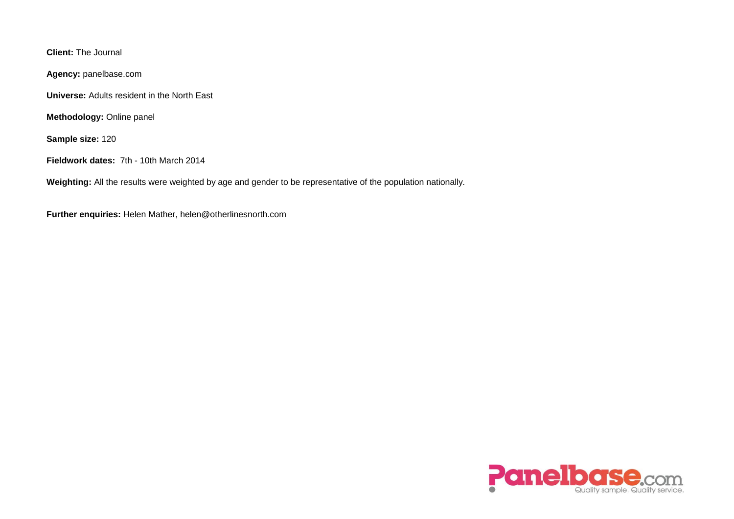**Client:** The Journal

**Agency:** panelbase.com

**Universe:** Adults resident in the North East

**Methodology:** Online panel

**Sample size:** 120

**Fieldwork dates:** 7th - 10th March 2014

**Weighting:** All the results were weighted by age and gender to be representative of the population nationally.

**Further enquiries:** Helen Mather, helen@otherlinesnorth.com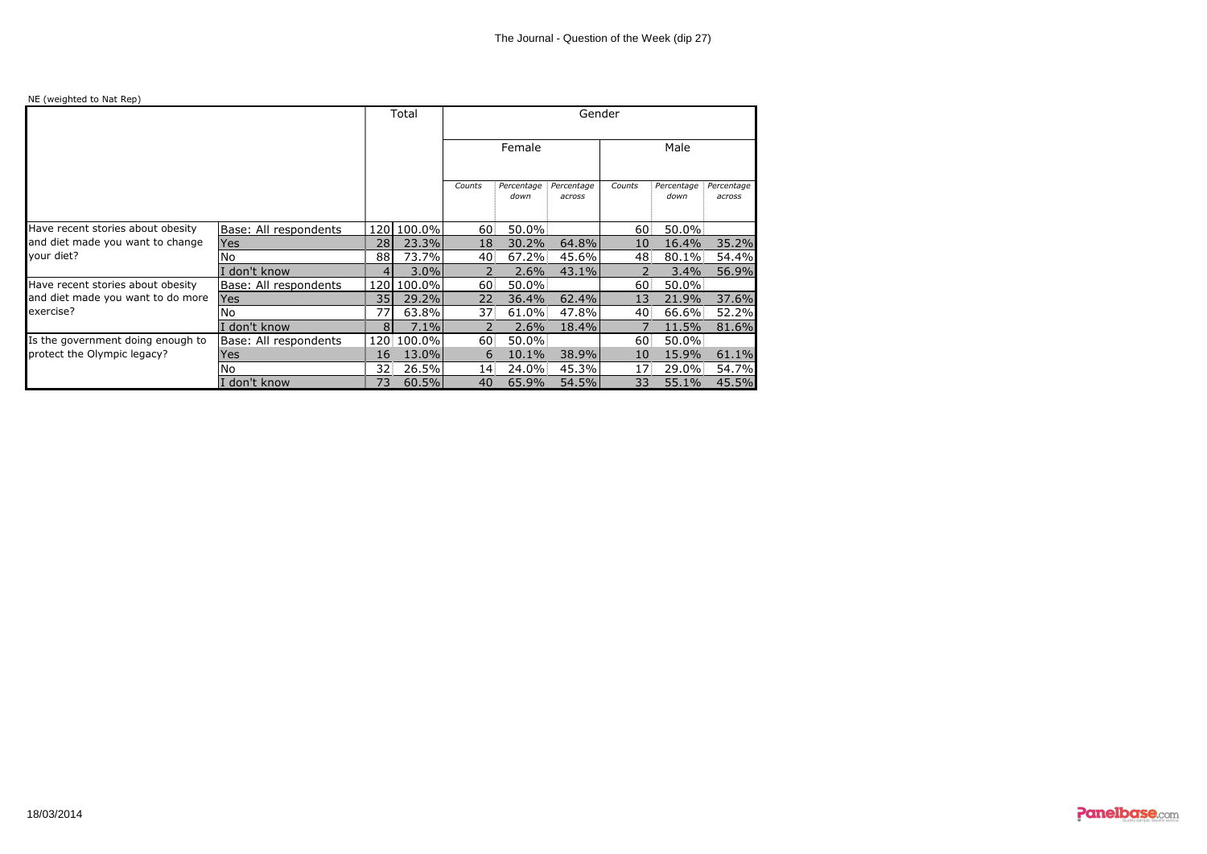The Journal - Question of the Week (dip 27)

NE (weighted to Nat Rep)

| | | Total | | Gender | | | | | |
|---|---|---|---|---|---|---|---|---|---|
| | | | | Female | | | Male | | |
| | | | | *Counts* | *Percentage down* | *Percentage across* | *Counts* | *Percentage down* | *Percentage across* |
| Have recent stories about obesity and diet made you want to change your diet? | Base: All respondents | 120 | 100.0% | 60 | 50.0% | | 60 | 50.0% | |
| | Yes | 28 | 23.3% | 18 | 30.2% | 64.8% | 10 | 16.4% | 35.2% |
| | No | 88 | 73.7% | 40 | 67.2% | 45.6% | 48 | 80.1% | 54.4% |
| | I don't know | 4 | 3.0% | 2 | 2.6% | 43.1% | 2 | 3.4% | 56.9% |
| Have recent stories about obesity and diet made you want to do more exercise? | Base: All respondents | 120 | 100.0% | 60 | 50.0% | | 60 | 50.0% | |
| | Yes | 35 | 29.2% | 22 | 36.4% | 62.4% | 13 | 21.9% | 37.6% |
| | No | 77 | 63.8% | 37 | 61.0% | 47.8% | 40 | 66.6% | 52.2% |
| | I don't know | 8 | 7.1% | 2 | 2.6% | 18.4% | 7 | 11.5% | 81.6% |
| Is the government doing enough to protect the Olympic legacy? | Base: All respondents | 120 | 100.0% | 60 | 50.0% | | 60 | 50.0% | |
| | Yes | 16 | 13.0% | 6 | 10.1% | 38.9% | 10 | 15.9% | 61.1% |
| | No | 32 | 26.5% | 14 | 24.0% | 45.3% | 17 | 29.0% | 54.7% |
| | I don't know | 73 | 60.5% | 40 | 65.9% | 54.5% | 33 | 55.1% | 45.5% |

18/03/2014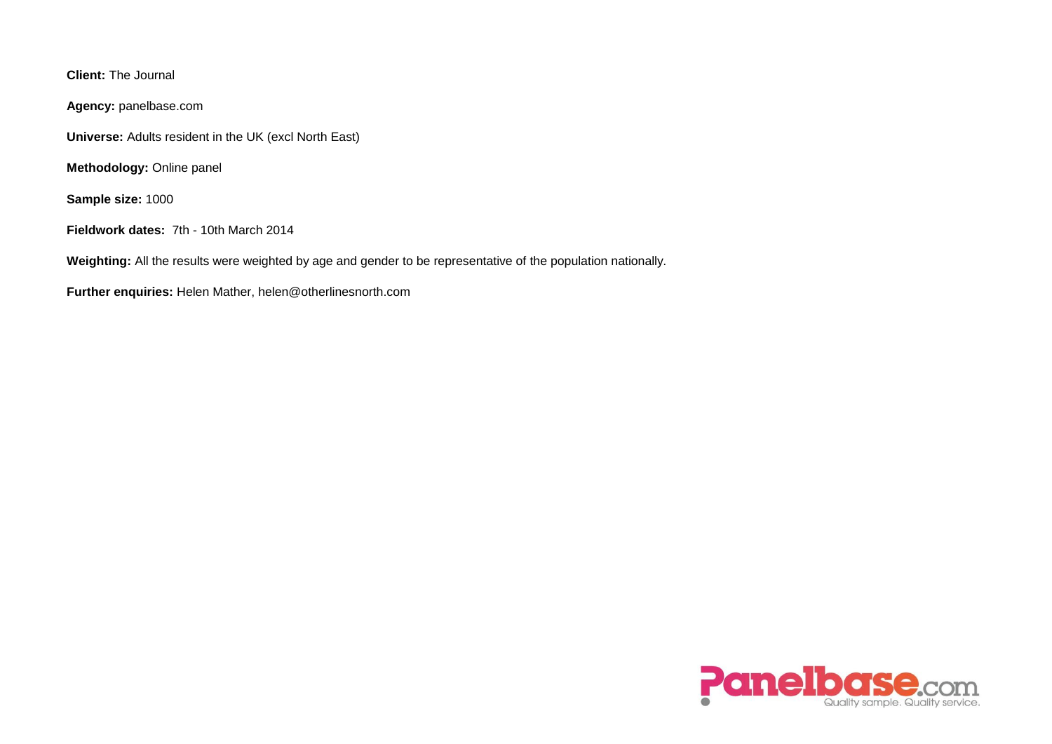**Client:** The Journal

**Agency:** panelbase.com

**Universe:** Adults resident in the UK (excl North East)

**Methodology:** Online panel

**Sample size:** 1000

**Fieldwork dates:** 7th - 10th March 2014

**Weighting:** All the results were weighted by age and gender to be representative of the population nationally.

**Further enquiries:** Helen Mather, helen@otherlinesnorth.com

Panelbase.com

Quality sample. Quality service.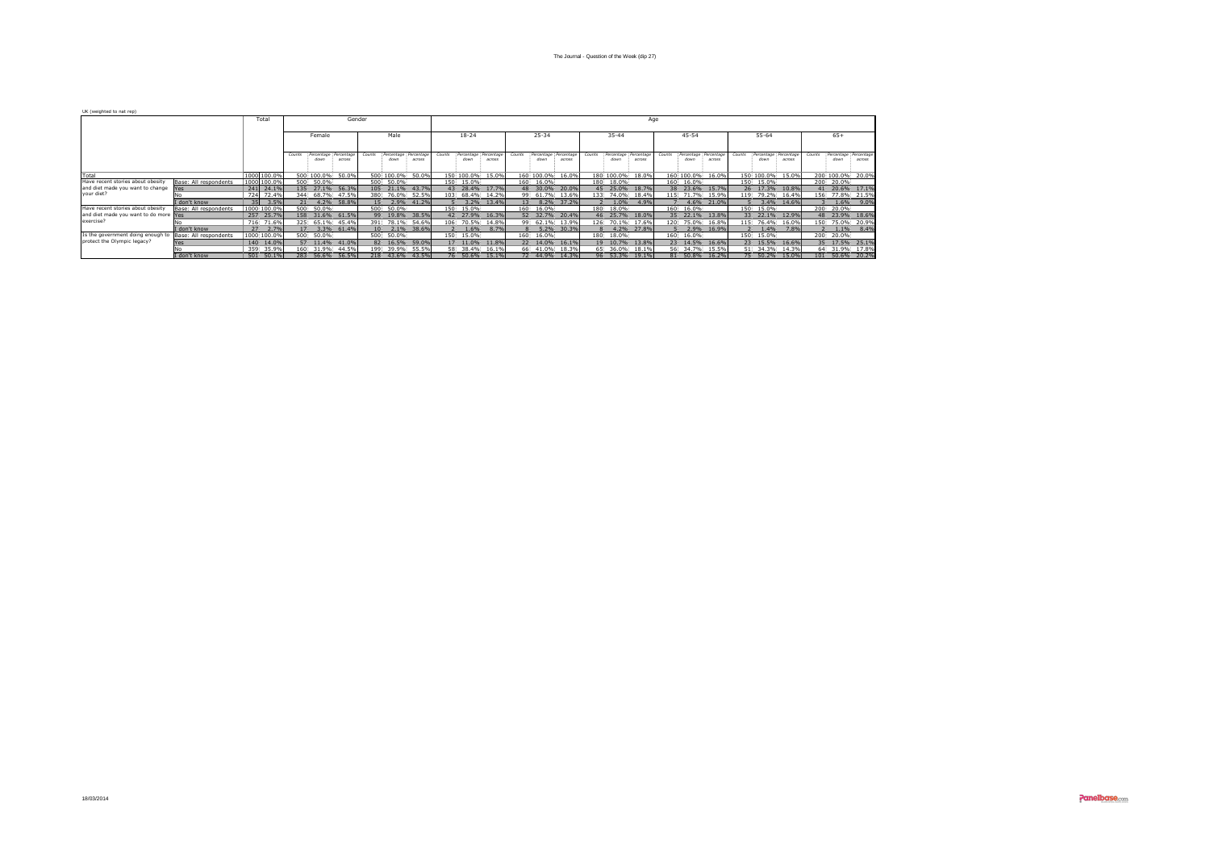UK (weighted to nat rep)

| | | Total | | Gender | | | | | | Age | | | | | | | | | | | | | | | | | |
|---|---|---|---|---|---|---|---|---|---|---|---|---|---|---|---|---|---|---|---|---|---|---|---|---|---|---|---|
| | | | | Female | | | Male | | | 18-24 | | | 25-34 | | | 35-44 | | | 45-54 | | | 55-64 | | | 65+ | | |
| | | | | Counts | Percentage down | Percentage across | Counts | Percentage down | Percentage across | Counts | Percentage down | Percentage across | Counts | Percentage down | Percentage across | Counts | Percentage down | Percentage across | Counts | Percentage down | Percentage across | Counts | Percentage down | Percentage across | Counts | Percentage down | Percentage across |
| Total | | 1000 | 100.0% | 500 | 100.0% | 50.0% | 500 | 100.0% | 50.0% | 150 | 100.0% | 15.0% | 160 | 100.0% | 16.0% | 180 | 100.0% | 18.0% | 160 | 100.0% | 16.0% | 150 | 100.0% | 15.0% | 200 | 100.0% | 20.0% |
| Have recent stories about obesity and diet made you want to change your diet? | Base: All respondents | 1000 | 100.0% | 500 | 50.0% | | 500 | 50.0% | | 150 | 15.0% | | 160 | 16.0% | | 180 | 18.0% | | 160 | 16.0% | | 150 | 15.0% | | 200 | 20.0% | |
| | Yes | 241 | 24.1% | 135 | 27.1% | 56.3% | 105 | 21.1% | 43.7% | 43 | 28.4% | 17.7% | 48 | 30.0% | 20.0% | 45 | 25.0% | 18.7% | 38 | 23.6% | 15.7% | 26 | 17.3% | 10.8% | 41 | 20.6% | 17.1% |
| | No | 724 | 72.4% | 344 | 68.7% | 47.5% | 380 | 76.0% | 52.5% | 103 | 68.4% | 14.2% | 99 | 61.7% | 13.6% | 133 | 74.0% | 18.4% | 115 | 71.7% | 15.9% | 119 | 79.2% | 16.4% | 156 | 77.8% | 21.5% |
| | I don't know | 35 | 3.5% | 21 | 4.2% | 58.8% | 15 | 2.9% | 41.2% | 5 | 3.2% | 13.4% | 13 | 8.2% | 37.2% | 2 | 1.0% | 4.9% | 7 | 4.6% | 21.0% | 5 | 3.4% | 14.6% | 3 | 1.6% | 9.0% |
| Have recent stories about obesity and diet made you want to do more exercise? | Base: All respondents | 1000 | 100.0% | 500 | 50.0% | | 500 | 50.0% | | 150 | 15.0% | | 160 | 16.0% | | 180 | 18.0% | | 160 | 16.0% | | 150 | 15.0% | | 200 | 20.0% | |
| | Yes | 257 | 25.7% | 158 | 31.6% | 61.5% | 99 | 19.8% | 38.5% | 42 | 27.9% | 16.3% | 52 | 32.7% | 20.4% | 46 | 25.7% | 18.0% | 35 | 22.1% | 13.8% | 33 | 22.1% | 12.9% | 48 | 23.9% | 18.6% |
| | No | 716 | 71.6% | 325 | 65.1% | 45.4% | 391 | 78.1% | 54.6% | 106 | 70.5% | 14.8% | 99 | 62.1% | 13.9% | 126 | 70.1% | 17.6% | 120 | 75.0% | 16.8% | 115 | 76.4% | 16.0% | 150 | 75.0% | 20.9% |
| | I don't know | 27 | 2.7% | 17 | 3.3% | 61.4% | 10 | 2.1% | 38.6% | 2 | 1.6% | 8.7% | 8 | 5.2% | 30.3% | 8 | 4.2% | 27.8% | 5 | 2.9% | 16.9% | 2 | 1.4% | 7.8% | 2 | 1.1% | 8.4% |
| Is the government doing enough to protect the Olympic legacy? | Base: All respondents | 1000 | 100.0% | 500 | 50.0% | | 500 | 50.0% | | 150 | 15.0% | | 160 | 16.0% | | 180 | 18.0% | | 160 | 16.0% | | 150 | 15.0% | | 200 | 20.0% | |
| | Yes | 140 | 14.0% | 57 | 11.4% | 41.0% | 82 | 16.5% | 59.0% | 17 | 11.0% | 11.8% | 22 | 14.0% | 16.1% | 19 | 10.7% | 13.8% | 23 | 14.5% | 16.6% | 23 | 15.5% | 16.6% | 35 | 17.5% | 25.1% |
| | No | 359 | 35.9% | 160 | 31.9% | 44.5% | 199 | 39.9% | 55.5% | 58 | 38.4% | 16.1% | 66 | 41.0% | 18.3% | 65 | 36.0% | 18.1% | 56 | 34.7% | 15.5% | 51 | 34.3% | 14.3% | 64 | 31.9% | 17.8% |
| | I don't know | 501 | 50.1% | 283 | 56.6% | 56.5% | 218 | 43.6% | 43.5% | 76 | 50.6% | 15.1% | 72 | 44.9% | 14.3% | 96 | 53.3% | 19.1% | 81 | 50.8% | 16.2% | 75 | 50.2% | 15.0% | 101 | 50.6% | 20.2% |

18/03/2014